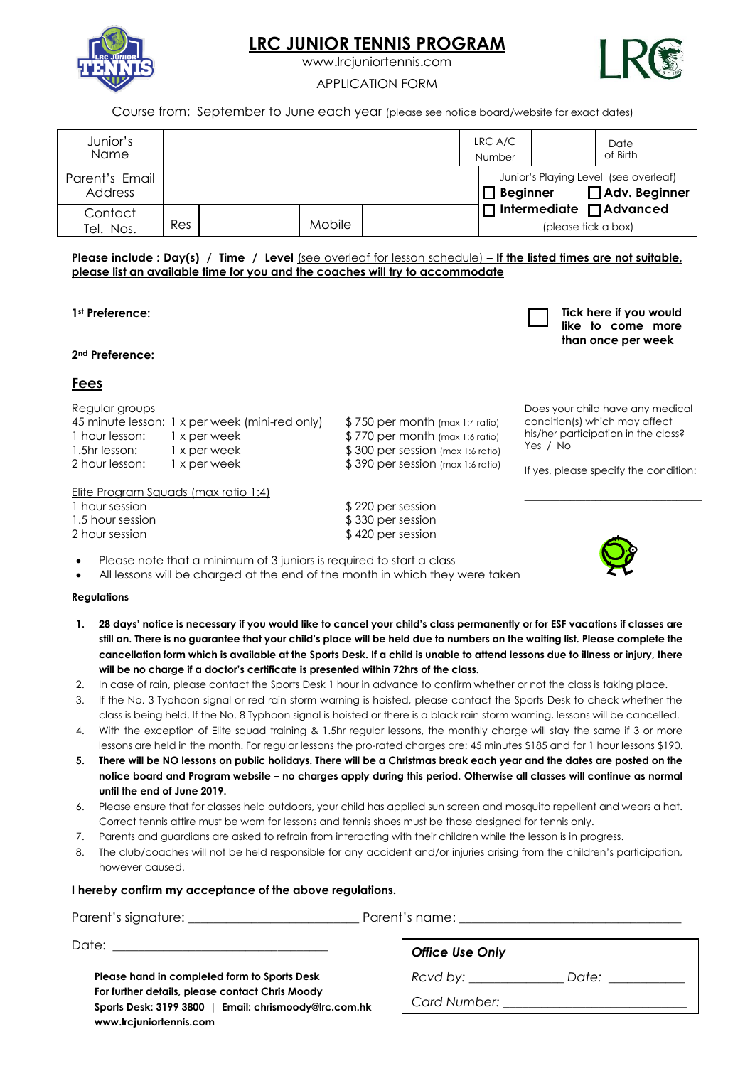# LRC JUNIOR TENNIS PROGRAM

www.lrcjuniortennis.com

APPLICATION FORM

Course from: September to June each year (please see notice board/website for exact dates)

| Junior's Name | | | | LRC A/C Number | | Date of Birth | |
|---|---|---|---|---|---|---|---|
| Parent's Email Address | | | | Junior's Playing Level (see overleaf) ☐ Beginner ☐ Adv. Beginner | | | |
| Contact Tel. Nos. | Res | | Mobile | ☐ Intermediate ☐ Advanced (please tick a box) | | | |

**Please include : Day(s) / Time / Level** (see overleaf for lesson schedule) – **If the listed times are not suitable, please list an available time for you and the coaches will try to accommodate**

**1st Preference:** ______________________________________________

**2nd Preference:** ______________________________________________

☐ **Tick here if you would like to come more than once per week**

## Fees

Regular groups

| | | |
|---|---|---|
| 45 minute lesson: | 1 x per week (mini-red only) | $ 750 per month (max 1:4 ratio) |
| 1 hour lesson: | 1 x per week | $ 770 per month (max 1:6 ratio) |
| 1.5hr lesson: | 1 x per week | $ 300 per session (max 1:6 ratio) |
| 2 hour lesson: | 1 x per week | $ 390 per session (max 1:6 ratio) |

Elite Program Squads (max ratio 1:4)

| | |
|---|---|
| 1 hour session | $ 220 per session |
| 1.5 hour session | $ 330 per session |
| 2 hour session | $ 420 per session |

Does your child have any medical condition(s) which may affect his/her participation in the class? Yes / No

If yes, please specify the condition:

______________________________

- Please note that a minimum of 3 juniors is required to start a class
- All lessons will be charged at the end of the month in which they were taken

**Regulations**

1. **28 days' notice is necessary if you would like to cancel your child's class permanently or for ESF vacations if classes are still on. There is no guarantee that your child's place will be held due to numbers on the waiting list. Please complete the cancellation form which is available at the Sports Desk. If a child is unable to attend lessons due to illness or injury, there will be no charge if a doctor's certificate is presented within 72hrs of the class.**
2. In case of rain, please contact the Sports Desk 1 hour in advance to confirm whether or not the class is taking place.
3. If the No. 3 Typhoon signal or red rain storm warning is hoisted, please contact the Sports Desk to check whether the class is being held. If the No. 8 Typhoon signal is hoisted or there is a black rain storm warning, lessons will be cancelled.
4. With the exception of Elite squad training & 1.5hr regular lessons, the monthly charge will stay the same if 3 or more lessons are held in the month. For regular lessons the pro-rated charges are: 45 minutes $185 and for 1 hour lessons $190.
5. **There will be NO lessons on public holidays. There will be a Christmas break each year and the dates are posted on the notice board and Program website – no charges apply during this period. Otherwise all classes will continue as normal until the end of June 2019.**
6. Please ensure that for classes held outdoors, your child has applied sun screen and mosquito repellent and wears a hat. Correct tennis attire must be worn for lessons and tennis shoes must be those designed for tennis only.
7. Parents and guardians are asked to refrain from interacting with their children while the lesson is in progress.
8. The club/coaches will not be held responsible for any accident and/or injuries arising from the children's participation, however caused.

**I hereby confirm my acceptance of the above regulations.**

Parent's signature: ____________________ Parent's name: ____________________________

Date: ____________________________

**Please hand in completed form to Sports Desk**
**For further details, please contact Chris Moody**
**Sports Desk: 3199 3800 | Email: chrismoody@lrc.com.hk**
**www.lrcjuniortennis.com**

| *Office Use Only* | |
|---|---|
| *Rcvd by:* ____________ | *Date:* __________ |
| *Card Number:* ______________________ | |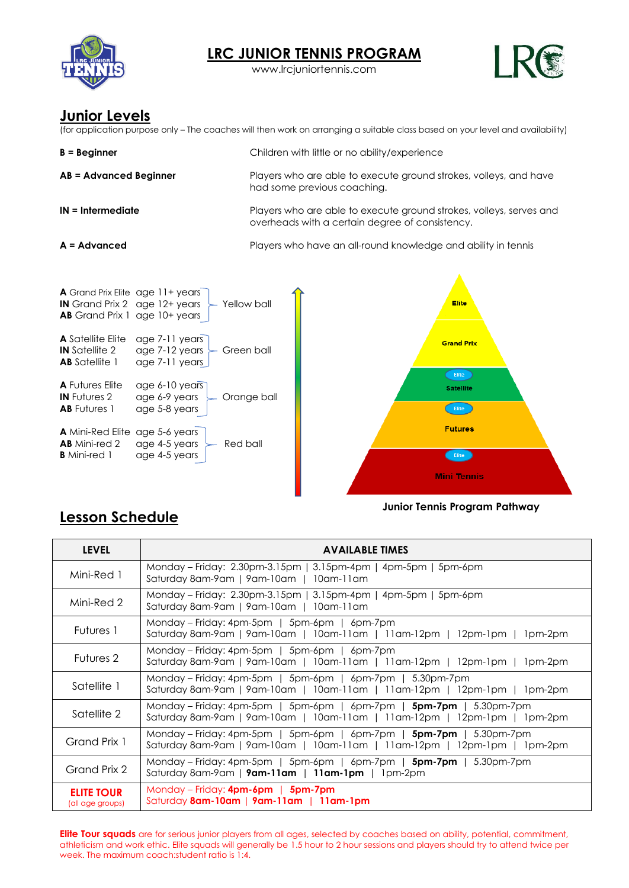# LRC JUNIOR TENNIS PROGRAM

www.lrcjuniortennis.com

## Junior Levels

(for application purpose only – The coaches will then work on arranging a suitable class based on your level and availability)

**B = Beginner** — Children with little or no ability/experience

**AB = Advanced Beginner** — Players who are able to execute ground strokes, volleys, and have had some previous coaching.

**IN = Intermediate** — Players who are able to execute ground strokes, volleys, serves and overheads with a certain degree of consistency.

**A = Advanced** — Players who have an all-round knowledge and ability in tennis

**A** Grand Prix Elite age 11+ years
**IN** Grand Prix 2 age 12+ years
**AB** Grand Prix 1 age 10+ years
— Yellow ball

**A** Satellite Elite age 7-11 years
**IN** Satellite 2 age 7-12 years
**AB** Satellite 1 age 7-11 years
— Green ball

**A** Futures Elite age 6-10 years
**IN** Futures 2 age 6-9 years
**AB** Futures 1 age 5-8 years
— Orange ball

**A** Mini-Red Elite age 5-6 years
**AB** Mini-red 2 age 4-5 years
**B** Mini-red 1 age 4-5 years
— Red ball

Elite
Grand Prix
Elite
Satellite
Elite
Futures
Elite
Mini Tennis

**Junior Tennis Program Pathway**

## Lesson Schedule

| LEVEL | AVAILABLE TIMES |
|---|---|
| Mini-Red 1 | Monday – Friday: 2.30pm-3.15pm \| 3.15pm-4pm \| 4pm-5pm \| 5pm-6pm<br>Saturday 8am-9am \| 9am-10am \| 10am-11am |
| Mini-Red 2 | Monday – Friday: 2.30pm-3.15pm \| 3.15pm-4pm \| 4pm-5pm \| 5pm-6pm<br>Saturday 8am-9am \| 9am-10am \| 10am-11am |
| Futures 1 | Monday – Friday: 4pm-5pm \| 5pm-6pm \| 6pm-7pm<br>Saturday 8am-9am \| 9am-10am \| 10am-11am \| 11am-12pm \| 12pm-1pm \| 1pm-2pm |
| Futures 2 | Monday – Friday: 4pm-5pm \| 5pm-6pm \| 6pm-7pm<br>Saturday 8am-9am \| 9am-10am \| 10am-11am \| 11am-12pm \| 12pm-1pm \| 1pm-2pm |
| Satellite 1 | Monday – Friday: 4pm-5pm \| 5pm-6pm \| 6pm-7pm \| 5.30pm-7pm<br>Saturday 8am-9am \| 9am-10am \| 10am-11am \| 11am-12pm \| 12pm-1pm \| 1pm-2pm |
| Satellite 2 | Monday – Friday: 4pm-5pm \| 5pm-6pm \| 6pm-7pm \| **5pm-7pm** \| 5.30pm-7pm<br>Saturday 8am-9am \| 9am-10am \| 10am-11am \| 11am-12pm \| 12pm-1pm \| 1pm-2pm |
| Grand Prix 1 | Monday – Friday: 4pm-5pm \| 5pm-6pm \| 6pm-7pm \| **5pm-7pm** \| 5.30pm-7pm<br>Saturday 8am-9am \| 9am-10am \| 10am-11am \| 11am-12pm \| 12pm-1pm \| 1pm-2pm |
| Grand Prix 2 | Monday – Friday: 4pm-5pm \| 5pm-6pm \| 6pm-7pm \| **5pm-7pm** \| 5.30pm-7pm<br>Saturday 8am-9am \| **9am-11am** \| **11am-1pm** \| 1pm-2pm |
| **ELITE TOUR**<br>(all age groups) | Monday – Friday: **4pm-6pm** \| **5pm-7pm**<br>Saturday **8am-10am** \| **9am-11am** \| **11am-1pm** |

**Elite Tour squads** are for serious junior players from all ages, selected by coaches based on ability, potential, commitment, athleticism and work ethic. Elite squads will generally be 1.5 hour to 2 hour sessions and players should try to attend twice per week. The maximum coach:student ratio is 1:4.